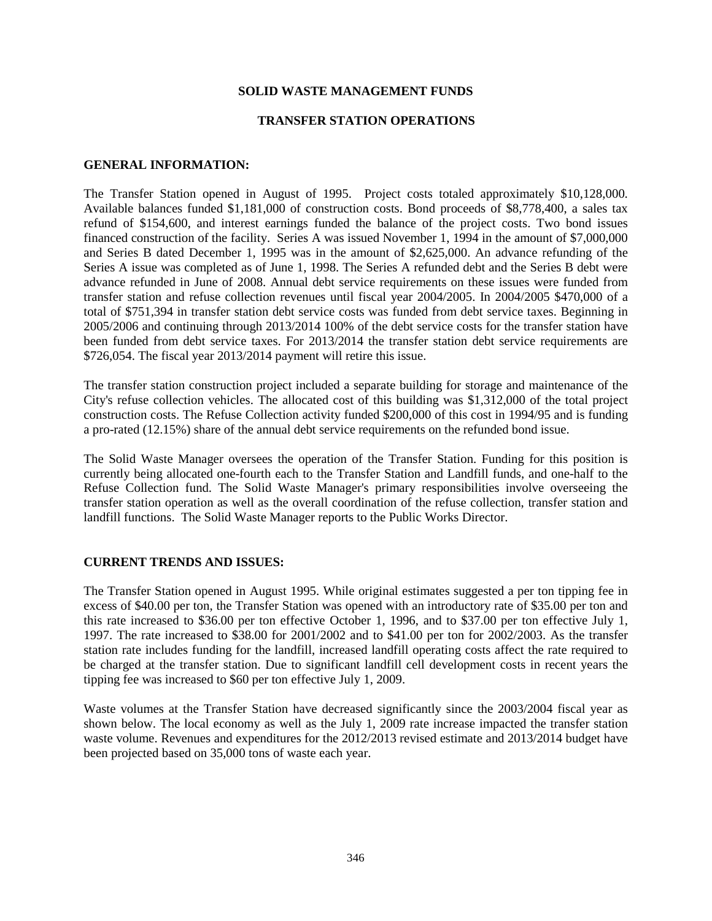# SOLID WASTE MANAGEMENT FUNDS

## TRANSFER STATION OPERATIONS

### GENERAL INFORMATION:

The Transfer Station opened in August of 1995. Project costs totaled approximately $10,128,000. Available balances funded $1,181,000 of construction costs. Bond proceeds of $8,778,400, a sales tax refund of $154,600, and interest earnings funded the balance of the project costs. Two bond issues financed construction of the facility. Series A was issued November 1, 1994 in the amount of $7,000,000 and Series B dated December 1, 1995 was in the amount of $2,625,000. An advance refunding of the Series A issue was completed as of June 1, 1998. The Series A refunded debt and the Series B debt were advance refunded in June of 2008. Annual debt service requirements on these issues were funded from transfer station and refuse collection revenues until fiscal year 2004/2005. In 2004/2005 $470,000 of a total of $751,394 in transfer station debt service costs was funded from debt service taxes. Beginning in 2005/2006 and continuing through 2013/2014 100% of the debt service costs for the transfer station have been funded from debt service taxes. For 2013/2014 the transfer station debt service requirements are $726,054. The fiscal year 2013/2014 payment will retire this issue.

The transfer station construction project included a separate building for storage and maintenance of the City's refuse collection vehicles. The allocated cost of this building was $1,312,000 of the total project construction costs. The Refuse Collection activity funded $200,000 of this cost in 1994/95 and is funding a pro-rated (12.15%) share of the annual debt service requirements on the refunded bond issue.

The Solid Waste Manager oversees the operation of the Transfer Station. Funding for this position is currently being allocated one-fourth each to the Transfer Station and Landfill funds, and one-half to the Refuse Collection fund. The Solid Waste Manager's primary responsibilities involve overseeing the transfer station operation as well as the overall coordination of the refuse collection, transfer station and landfill functions. The Solid Waste Manager reports to the Public Works Director.

### CURRENT TRENDS AND ISSUES:

The Transfer Station opened in August 1995. While original estimates suggested a per ton tipping fee in excess of $40.00 per ton, the Transfer Station was opened with an introductory rate of $35.00 per ton and this rate increased to $36.00 per ton effective October 1, 1996, and to $37.00 per ton effective July 1, 1997. The rate increased to $38.00 for 2001/2002 and to $41.00 per ton for 2002/2003. As the transfer station rate includes funding for the landfill, increased landfill operating costs affect the rate required to be charged at the transfer station. Due to significant landfill cell development costs in recent years the tipping fee was increased to $60 per ton effective July 1, 2009.

Waste volumes at the Transfer Station have decreased significantly since the 2003/2004 fiscal year as shown below. The local economy as well as the July 1, 2009 rate increase impacted the transfer station waste volume. Revenues and expenditures for the 2012/2013 revised estimate and 2013/2014 budget have been projected based on 35,000 tons of waste each year.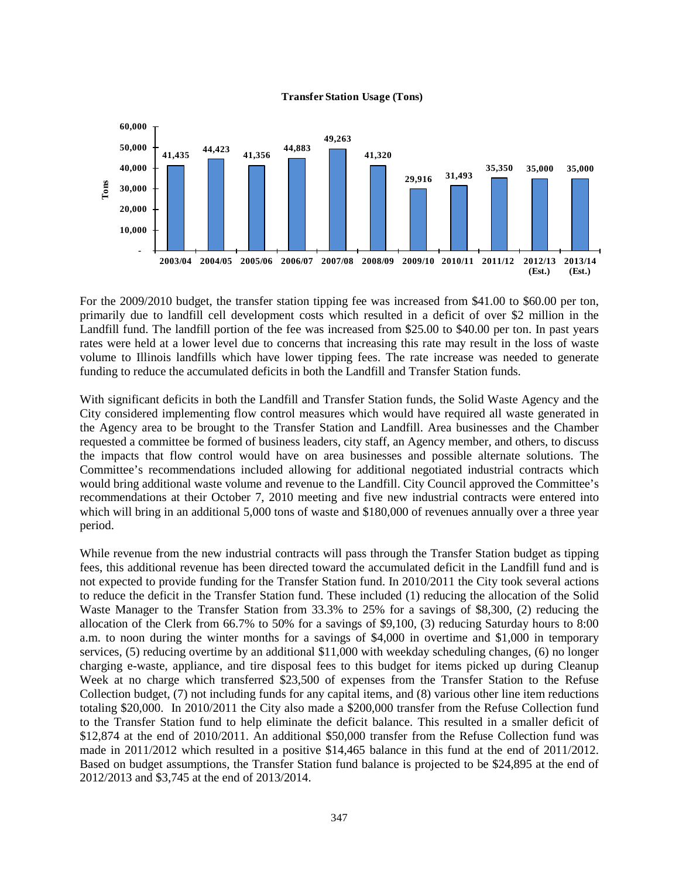**Transfer Station Usage (Tons)**

| Year | Tons |
|---|---|
| 2003/04 | 41,435 |
| 2004/05 | 44,423 |
| 2005/06 | 41,356 |
| 2006/07 | 44,883 |
| 2007/08 | 49,263 |
| 2008/09 | 41,320 |
| 2009/10 | 29,916 |
| 2010/11 | 31,493 |
| 2011/12 | 35,350 |
| 2012/13 (Est.) | 35,000 |
| 2013/14 (Est.) | 35,000 |

For the 2009/2010 budget, the transfer station tipping fee was increased from $41.00 to $60.00 per ton, primarily due to landfill cell development costs which resulted in a deficit of over $2 million in the Landfill fund. The landfill portion of the fee was increased from $25.00 to $40.00 per ton. In past years rates were held at a lower level due to concerns that increasing this rate may result in the loss of waste volume to Illinois landfills which have lower tipping fees. The rate increase was needed to generate funding to reduce the accumulated deficits in both the Landfill and Transfer Station funds.

With significant deficits in both the Landfill and Transfer Station funds, the Solid Waste Agency and the City considered implementing flow control measures which would have required all waste generated in the Agency area to be brought to the Transfer Station and Landfill. Area businesses and the Chamber requested a committee be formed of business leaders, city staff, an Agency member, and others, to discuss the impacts that flow control would have on area businesses and possible alternate solutions. The Committee's recommendations included allowing for additional negotiated industrial contracts which would bring additional waste volume and revenue to the Landfill. City Council approved the Committee's recommendations at their October 7, 2010 meeting and five new industrial contracts were entered into which will bring in an additional 5,000 tons of waste and $180,000 of revenues annually over a three year period.

While revenue from the new industrial contracts will pass through the Transfer Station budget as tipping fees, this additional revenue has been directed toward the accumulated deficit in the Landfill fund and is not expected to provide funding for the Transfer Station fund. In 2010/2011 the City took several actions to reduce the deficit in the Transfer Station fund. These included (1) reducing the allocation of the Solid Waste Manager to the Transfer Station from 33.3% to 25% for a savings of $8,300, (2) reducing the allocation of the Clerk from 66.7% to 50% for a savings of $9,100, (3) reducing Saturday hours to 8:00 a.m. to noon during the winter months for a savings of $4,000 in overtime and $1,000 in temporary services, (5) reducing overtime by an additional $11,000 with weekday scheduling changes, (6) no longer charging e-waste, appliance, and tire disposal fees to this budget for items picked up during Cleanup Week at no charge which transferred $23,500 of expenses from the Transfer Station to the Refuse Collection budget, (7) not including funds for any capital items, and (8) various other line item reductions totaling $20,000. In 2010/2011 the City also made a $200,000 transfer from the Refuse Collection fund to the Transfer Station fund to help eliminate the deficit balance. This resulted in a smaller deficit of $12,874 at the end of 2010/2011. An additional $50,000 transfer from the Refuse Collection fund was made in 2011/2012 which resulted in a positive $14,465 balance in this fund at the end of 2011/2012. Based on budget assumptions, the Transfer Station fund balance is projected to be $24,895 at the end of 2012/2013 and $3,745 at the end of 2013/2014.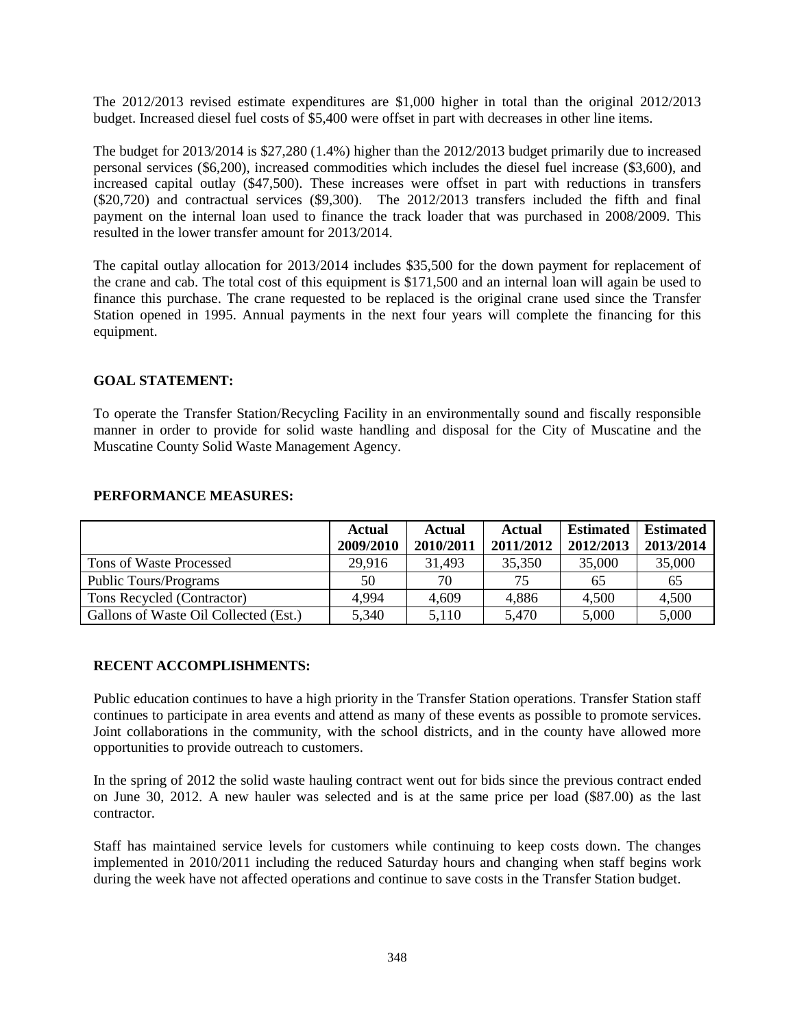The 2012/2013 revised estimate expenditures are $1,000 higher in total than the original 2012/2013 budget. Increased diesel fuel costs of $5,400 were offset in part with decreases in other line items.

The budget for 2013/2014 is $27,280 (1.4%) higher than the 2012/2013 budget primarily due to increased personal services ($6,200), increased commodities which includes the diesel fuel increase ($3,600), and increased capital outlay ($47,500). These increases were offset in part with reductions in transfers ($20,720) and contractual services ($9,300). The 2012/2013 transfers included the fifth and final payment on the internal loan used to finance the track loader that was purchased in 2008/2009. This resulted in the lower transfer amount for 2013/2014.

The capital outlay allocation for 2013/2014 includes $35,500 for the down payment for replacement of the crane and cab. The total cost of this equipment is $171,500 and an internal loan will again be used to finance this purchase. The crane requested to be replaced is the original crane used since the Transfer Station opened in 1995. Annual payments in the next four years will complete the financing for this equipment.

**GOAL STATEMENT:**

To operate the Transfer Station/Recycling Facility in an environmentally sound and fiscally responsible manner in order to provide for solid waste handling and disposal for the City of Muscatine and the Muscatine County Solid Waste Management Agency.

**PERFORMANCE MEASURES:**

| | Actual 2009/2010 | Actual 2010/2011 | Actual 2011/2012 | Estimated 2012/2013 | Estimated 2013/2014 |
|---|---|---|---|---|---|
| Tons of Waste Processed | 29,916 | 31,493 | 35,350 | 35,000 | 35,000 |
| Public Tours/Programs | 50 | 70 | 75 | 65 | 65 |
| Tons Recycled (Contractor) | 4,994 | 4,609 | 4,886 | 4,500 | 4,500 |
| Gallons of Waste Oil Collected (Est.) | 5,340 | 5,110 | 5,470 | 5,000 | 5,000 |

**RECENT ACCOMPLISHMENTS:**

Public education continues to have a high priority in the Transfer Station operations. Transfer Station staff continues to participate in area events and attend as many of these events as possible to promote services. Joint collaborations in the community, with the school districts, and in the county have allowed more opportunities to provide outreach to customers.

In the spring of 2012 the solid waste hauling contract went out for bids since the previous contract ended on June 30, 2012. A new hauler was selected and is at the same price per load ($87.00) as the last contractor.

Staff has maintained service levels for customers while continuing to keep costs down. The changes implemented in 2010/2011 including the reduced Saturday hours and changing when staff begins work during the week have not affected operations and continue to save costs in the Transfer Station budget.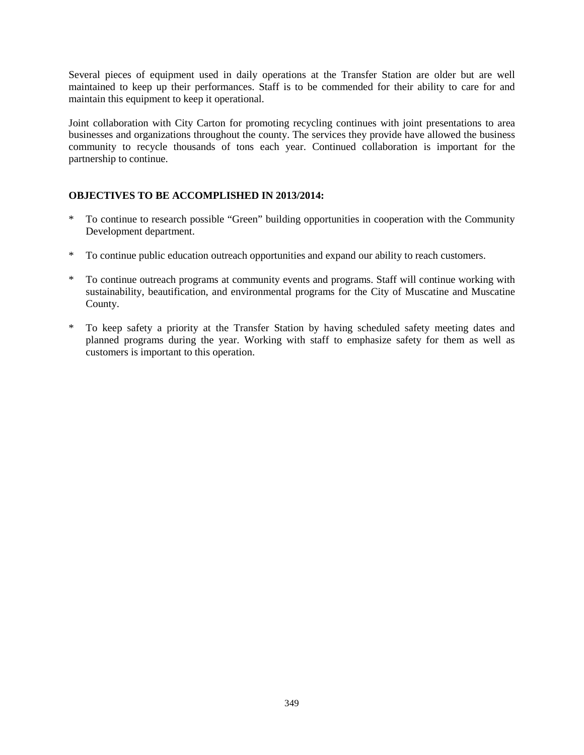Several pieces of equipment used in daily operations at the Transfer Station are older but are well maintained to keep up their performances. Staff is to be commended for their ability to care for and maintain this equipment to keep it operational.

Joint collaboration with City Carton for promoting recycling continues with joint presentations to area businesses and organizations throughout the county. The services they provide have allowed the business community to recycle thousands of tons each year. Continued collaboration is important for the partnership to continue.

**OBJECTIVES TO BE ACCOMPLISHED IN 2013/2014:**

* To continue to research possible "Green" building opportunities in cooperation with the Community Development department.

* To continue public education outreach opportunities and expand our ability to reach customers.

* To continue outreach programs at community events and programs. Staff will continue working with sustainability, beautification, and environmental programs for the City of Muscatine and Muscatine County.

* To keep safety a priority at the Transfer Station by having scheduled safety meeting dates and planned programs during the year. Working with staff to emphasize safety for them as well as customers is important to this operation.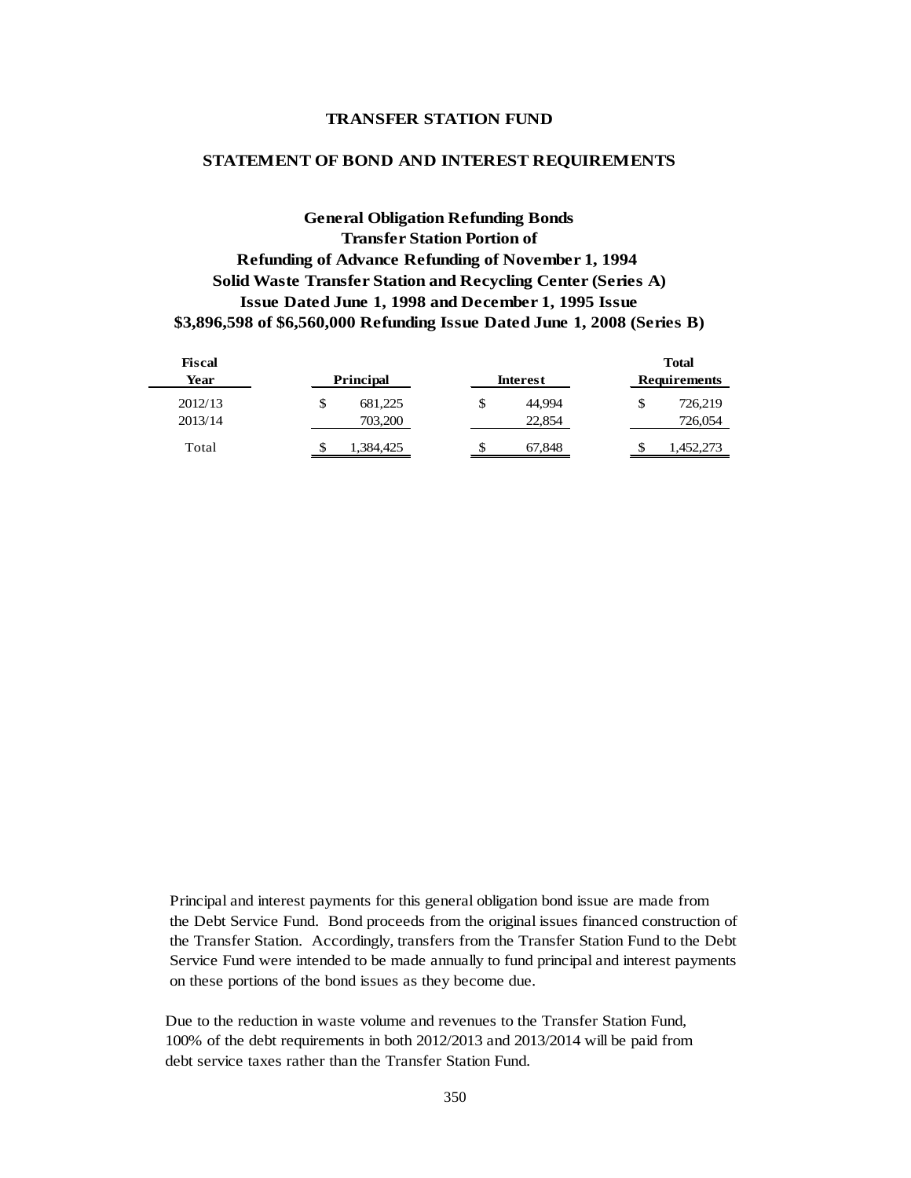# TRANSFER STATION FUND

## STATEMENT OF BOND AND INTEREST REQUIREMENTS

### General Obligation Refunding Bonds
### Transfer Station Portion of
### Refunding of Advance Refunding of November 1, 1994
### Solid Waste Transfer Station and Recycling Center (Series A)
### Issue Dated June 1, 1998 and December 1, 1995 Issue
### $3,896,598 of $6,560,000 Refunding Issue Dated June 1, 2008 (Series B)

| Fiscal Year | Principal | Interest | Total Requirements |
|---|---|---|---|
| 2012/13 | $ 681,225 | $ 44,994 | $ 726,219 |
| 2013/14 | 703,200 | 22,854 | 726,054 |
| Total | $ 1,384,425 | $ 67,848 | $ 1,452,273 |

Principal and interest payments for this general obligation bond issue are made from the Debt Service Fund. Bond proceeds from the original issues financed construction of the Transfer Station. Accordingly, transfers from the Transfer Station Fund to the Debt Service Fund were intended to be made annually to fund principal and interest payments on these portions of the bond issues as they become due.

Due to the reduction in waste volume and revenues to the Transfer Station Fund, 100% of the debt requirements in both 2012/2013 and 2013/2014 will be paid from debt service taxes rather than the Transfer Station Fund.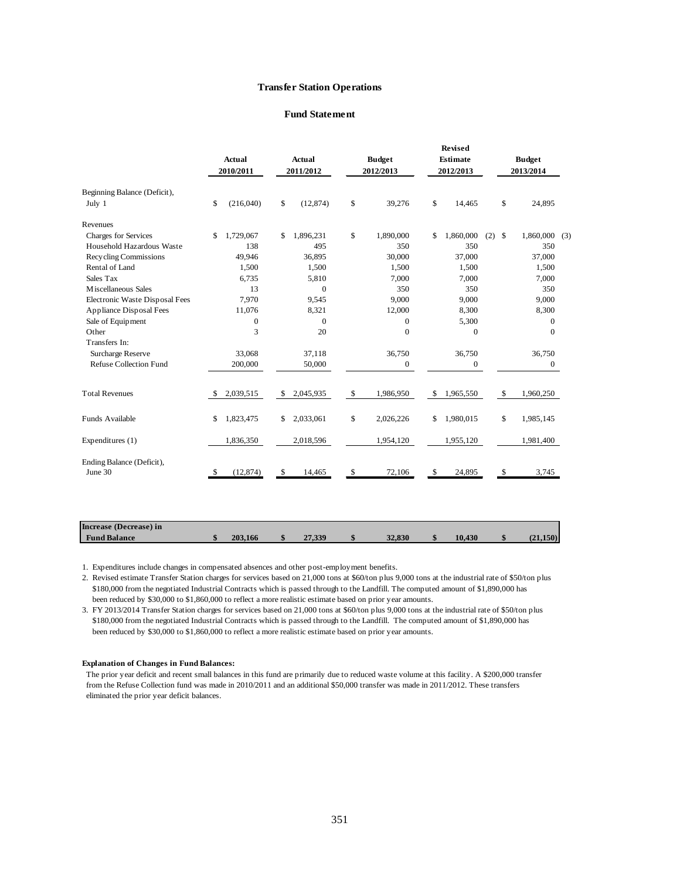## Transfer Station Operations

### Fund Statement

| | Actual 2010/2011 | Actual 2011/2012 | Budget 2012/2013 | Revised Estimate 2012/2013 | Budget 2013/2014 |
|---|---|---|---|---|---|
| Beginning Balance (Deficit), July 1 | $ (216,040) | $ (12,874) | $ 39,276 | $ 14,465 | $ 24,895 |
| Revenues | | | | | |
| Charges for Services | $ 1,729,067 | $ 1,896,231 | $ 1,890,000 | $ 1,860,000 (2) | $ 1,860,000 (3) |
| Household Hazardous Waste | 138 | 495 | 350 | 350 | 350 |
| Recycling Commissions | 49,946 | 36,895 | 30,000 | 37,000 | 37,000 |
| Rental of Land | 1,500 | 1,500 | 1,500 | 1,500 | 1,500 |
| Sales Tax | 6,735 | 5,810 | 7,000 | 7,000 | 7,000 |
| Miscellaneous Sales | 13 | 0 | 350 | 350 | 350 |
| Electronic Waste Disposal Fees | 7,970 | 9,545 | 9,000 | 9,000 | 9,000 |
| Appliance Disposal Fees | 11,076 | 8,321 | 12,000 | 8,300 | 8,300 |
| Sale of Equipment | 0 | 0 | 0 | 5,300 | 0 |
| Other | 3 | 20 | 0 | 0 | 0 |
| Transfers In: | | | | | |
| Surcharge Reserve | 33,068 | 37,118 | 36,750 | 36,750 | 36,750 |
| Refuse Collection Fund | 200,000 | 50,000 | 0 | 0 | 0 |
| Total Revenues | $ 2,039,515 | $ 2,045,935 | $ 1,986,950 | $ 1,965,550 | $ 1,960,250 |
| Funds Available | $ 1,823,475 | $ 2,033,061 | $ 2,026,226 | $ 1,980,015 | $ 1,985,145 |
| Expenditures (1) | 1,836,350 | 2,018,596 | 1,954,120 | 1,955,120 | 1,981,400 |
| Ending Balance (Deficit), June 30 | $ (12,874) | $ 14,465 | $ 72,106 | $ 24,895 | $ 3,745 |
| **Increase (Decrease) in Fund Balance** | **$ 203,166** | **$ 27,339** | **$ 32,830** | **$ 10,430** | **$ (21,150)** |

1. Expenditures include changes in compensated absences and other post-employment benefits.
2. Revised estimate Transfer Station charges for services based on 21,000 tons at $60/ton plus 9,000 tons at the industrial rate of $50/ton plus $180,000 from the negotiated Industrial Contracts which is passed through to the Landfill. The computed amount of $1,890,000 has been reduced by $30,000 to $1,860,000 to reflect a more realistic estimate based on prior year amounts.
3. FY 2013/2014 Transfer Station charges for services based on 21,000 tons at $60/ton plus 9,000 tons at the industrial rate of $50/ton plus $180,000 from the negotiated Industrial Contracts which is passed through to the Landfill. The computed amount of $1,890,000 has been reduced by $30,000 to $1,860,000 to reflect a more realistic estimate based on prior year amounts.

**Explanation of Changes in Fund Balances:**

The prior year deficit and recent small balances in this fund are primarily due to reduced waste volume at this facility. A $200,000 transfer from the Refuse Collection fund was made in 2010/2011 and an additional $50,000 transfer was made in 2011/2012. These transfers eliminated the prior year deficit balances.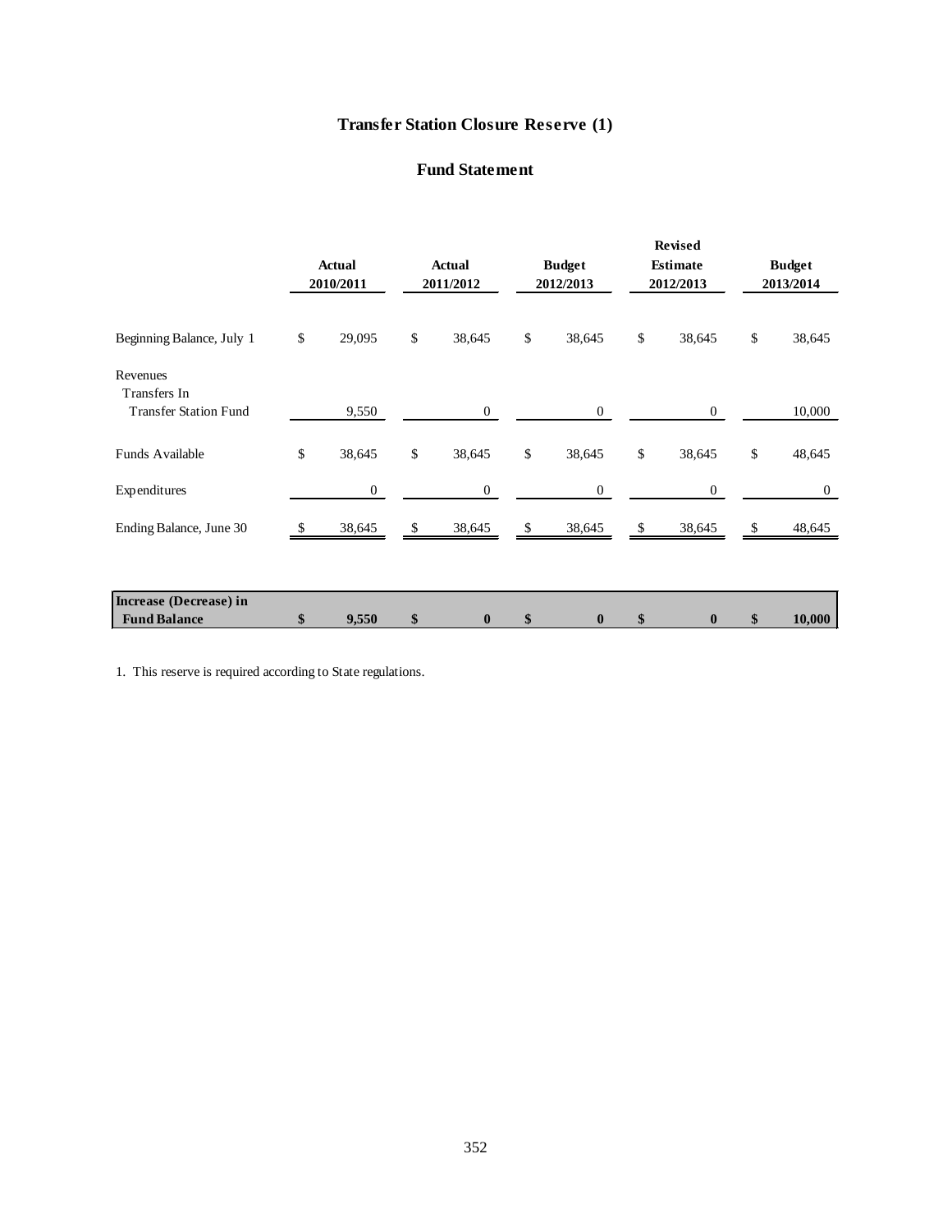# Transfer Station Closure Reserve (1)

## Fund Statement

| | Actual 2010/2011 | Actual 2011/2012 | Budget 2012/2013 | Revised Estimate 2012/2013 | Budget 2013/2014 |
|---|---|---|---|---|---|
| Beginning Balance, July 1 | $ 29,095 | $ 38,645 | $ 38,645 | $ 38,645 | $ 38,645 |
| Revenues | | | | | |
| Transfers In | | | | | |
| Transfer Station Fund | 9,550 | 0 | 0 | 0 | 10,000 |
| Funds Available | $ 38,645 | $ 38,645 | $ 38,645 | $ 38,645 | $ 48,645 |
| Expenditures | 0 | 0 | 0 | 0 | 0 |
| Ending Balance, June 30 | $ 38,645 | $ 38,645 | $ 38,645 | $ 38,645 | $ 48,645 |
| **Increase (Decrease) in Fund Balance** | **$ 9,550** | **$ 0** | **$ 0** | **$ 0** | **$ 10,000** |

1. This reserve is required according to State regulations.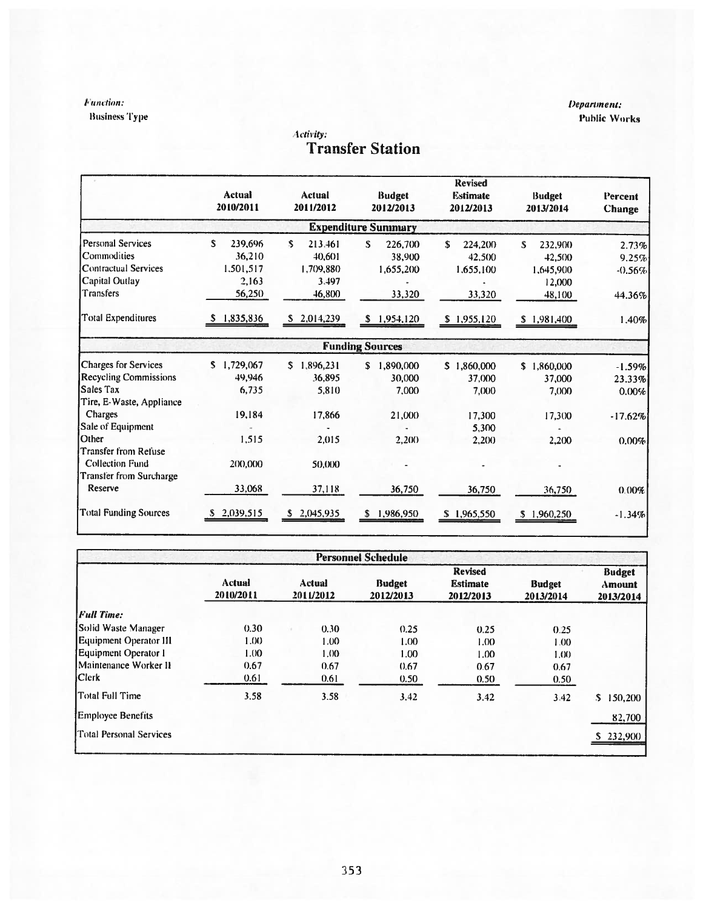*Function:*
Business Type

*Department:*
**Public Works**

*Activity:*
# Transfer Station

| | Actual 2010/2011 | Actual 2011/2012 | Budget 2012/2013 | Revised Estimate 2012/2013 | Budget 2013/2014 | Percent Change |
|---|---|---|---|---|---|---|
| **Expenditure Summary** | | | | | | |
| Personal Services | $ 239,696 | $ 213,461 | $ 226,700 | $ 224,200 | $ 232,900 | 2.73% |
| Commodities | 36,210 | 40,601 | 38,900 | 42,500 | 42,500 | 9.25% |
| Contractual Services | 1,501,517 | 1,709,880 | 1,655,200 | 1,655,100 | 1,645,900 | -0.56% |
| Capital Outlay | 2,163 | 3,497 | - | - | 12,000 | |
| Transfers | 56,250 | 46,800 | 33,320 | 33,320 | 48,100 | 44.36% |
| Total Expenditures | $ 1,835,836 | $ 2,014,239 | $ 1,954,120 | $ 1,955,120 | $ 1,981,400 | 1.40% |
| **Funding Sources** | | | | | | |
| Charges for Services | $ 1,729,067 | $ 1,896,231 | $ 1,890,000 | $ 1,860,000 | $ 1,860,000 | -1.59% |
| Recycling Commissions | 49,946 | 36,895 | 30,000 | 37,000 | 37,000 | 23.33% |
| Sales Tax | 6,735 | 5,810 | 7,000 | 7,000 | 7,000 | 0.00% |
| Tire, E-Waste, Appliance Charges | 19,184 | 17,866 | 21,000 | 17,300 | 17,300 | -17.62% |
| Sale of Equipment | - | - | - | 5,300 | - | |
| Other | 1,515 | 2,015 | 2,200 | 2,200 | 2,200 | 0.00% |
| Transfer from Refuse Collection Fund | 200,000 | 50,000 | - | - | - | |
| Transfer from Surcharge Reserve | 33,068 | 37,118 | 36,750 | 36,750 | 36,750 | 0.00% |
| Total Funding Sources | $ 2,039,515 | $ 2,045,935 | $ 1,986,950 | $ 1,965,550 | $ 1,960,250 | -1.34% |

| **Personnel Schedule** | Actual 2010/2011 | Actual 2011/2012 | Budget 2012/2013 | Revised Estimate 2012/2013 | Budget 2013/2014 | Budget Amount 2013/2014 |
|---|---|---|---|---|---|---|
| ***Full Time:*** | | | | | | |
| Solid Waste Manager | 0.30 | 0.30 | 0.25 | 0.25 | 0.25 | |
| Equipment Operator III | 1.00 | 1.00 | 1.00 | 1.00 | 1.00 | |
| Equipment Operator I | 1.00 | 1.00 | 1.00 | 1.00 | 1.00 | |
| Maintenance Worker II | 0.67 | 0.67 | 0.67 | 0.67 | 0.67 | |
| Clerk | 0.61 | 0.61 | 0.50 | 0.50 | 0.50 | |
| Total Full Time | 3.58 | 3.58 | 3.42 | 3.42 | 3.42 | $ 150,200 |
| Employee Benefits | | | | | | 82,700 |
| Total Personal Services | | | | | | $ 232,900 |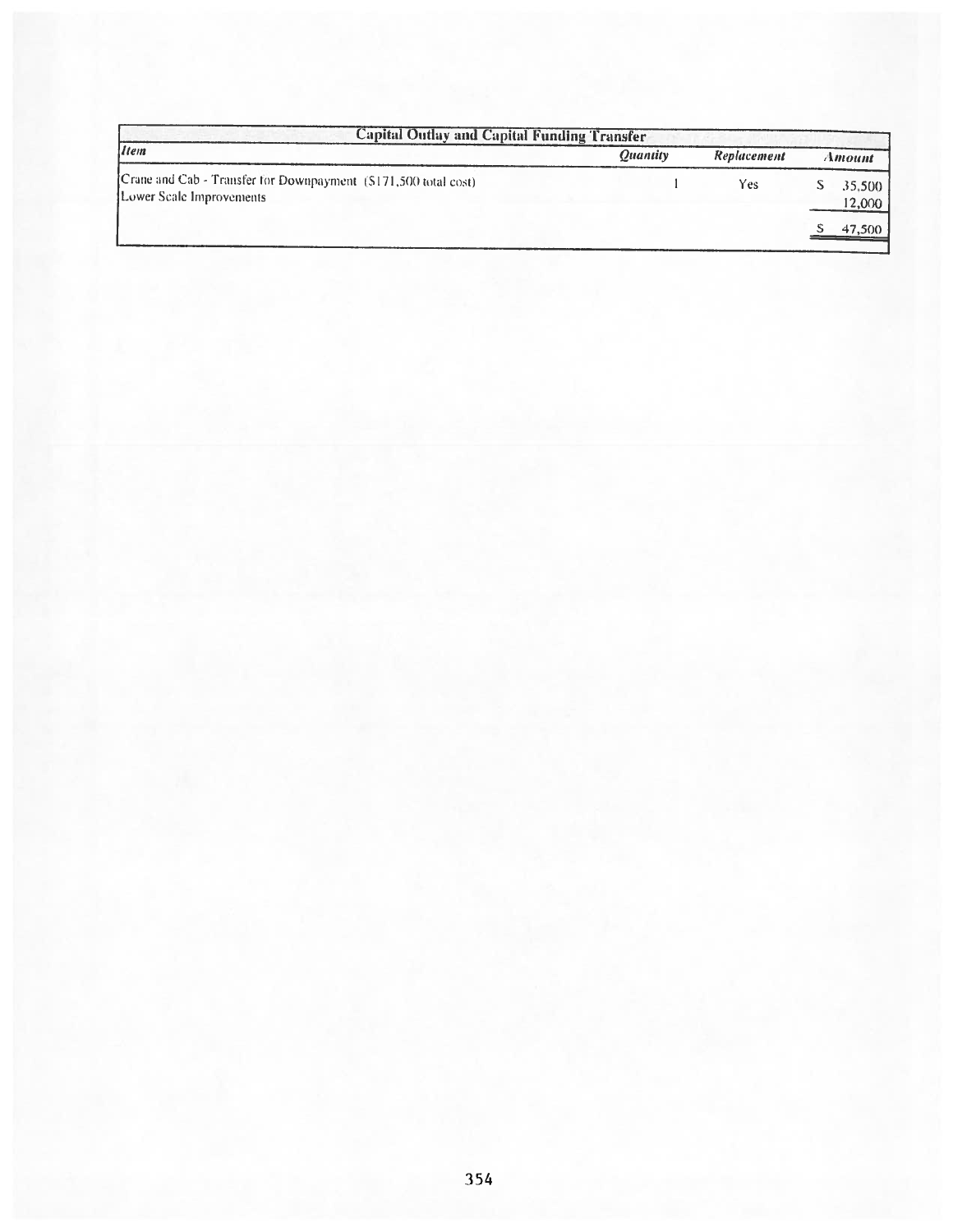| Capital Outlay and Capital Funding Transfer | | | |
|---|---|---|---|
| *Item* | *Quantity* | *Replacement* | *Amount* |
| Crane and Cab - Transfer for Downpayment ($171,500 total cost) | 1 | Yes | $ 35,500 |
| Lower Scale Improvements | | | 12,000 |
| | | | $ 47,500 |